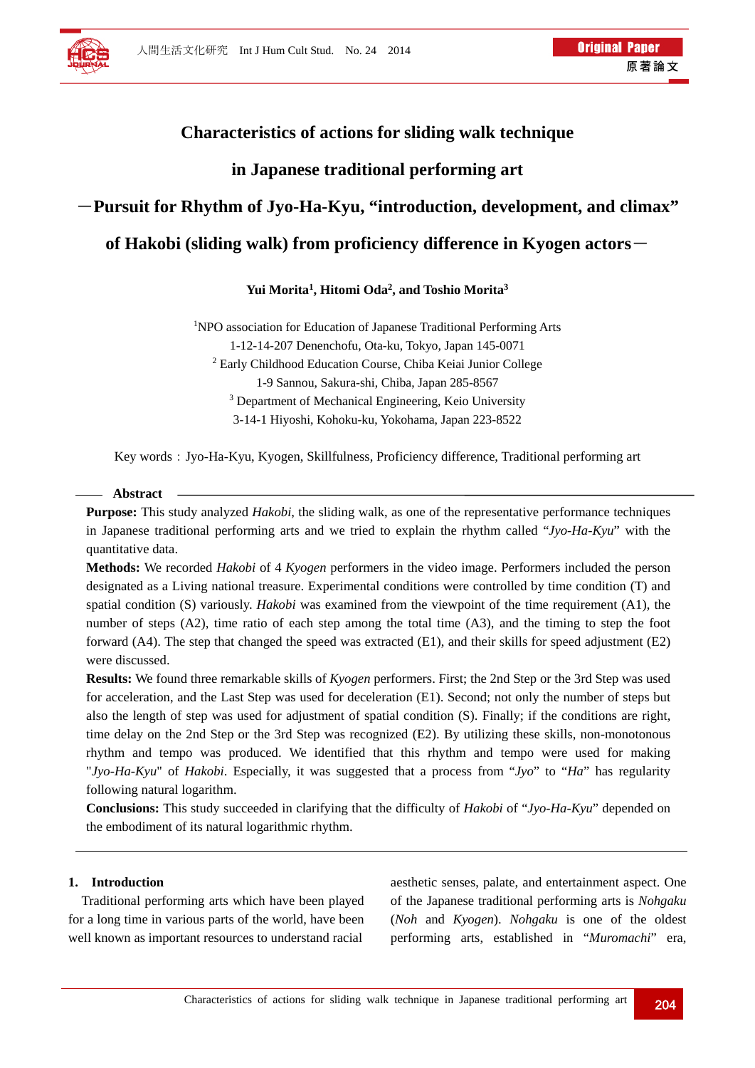Original Paper
原著論文

# Characteristics of actions for sliding walk technique in Japanese traditional performing art

## ―Pursuit for Rhythm of Jyo-Ha-Kyu, "introduction, development, and climax" of Hakobi (sliding walk) from proficiency difference in Kyogen actors―

**Yui Morita[1], Hitomi Oda[2], and Toshio Morita[3]**

[1]NPO association for Education of Japanese Traditional Performing Arts
1-12-14-207 Denenchofu, Ota-ku, Tokyo, Japan 145-0071
[2] Early Childhood Education Course, Chiba Keiai Junior College
1-9 Sannou, Sakura-shi, Chiba, Japan 285-8567
[3] Department of Mechanical Engineering, Keio University
3-14-1 Hiyoshi, Kohoku-ku, Yokohama, Japan 223-8522

Key words：Jyo-Ha-Kyu, Kyogen, Skillfulness, Proficiency difference, Traditional performing art

### Abstract

**Purpose:** This study analyzed *Hakobi*, the sliding walk, as one of the representative performance techniques in Japanese traditional performing arts and we tried to explain the rhythm called "*Jyo-Ha-Kyu*" with the quantitative data.

**Methods:** We recorded *Hakobi* of 4 *Kyogen* performers in the video image. Performers included the person designated as a Living national treasure. Experimental conditions were controlled by time condition (T) and spatial condition (S) variously. *Hakobi* was examined from the viewpoint of the time requirement (A1), the number of steps (A2), time ratio of each step among the total time (A3), and the timing to step the foot forward (A4). The step that changed the speed was extracted (E1), and their skills for speed adjustment (E2) were discussed.

**Results:** We found three remarkable skills of *Kyogen* performers. First; the 2nd Step or the 3rd Step was used for acceleration, and the Last Step was used for deceleration (E1). Second; not only the number of steps but also the length of step was used for adjustment of spatial condition (S). Finally; if the conditions are right, time delay on the 2nd Step or the 3rd Step was recognized (E2). By utilizing these skills, non-monotonous rhythm and tempo was produced. We identified that this rhythm and tempo were used for making "*Jyo-Ha-Kyu*" of *Hakobi*. Especially, it was suggested that a process from "*Jyo*" to "*Ha*" has regularity following natural logarithm.

**Conclusions:** This study succeeded in clarifying that the difficulty of *Hakobi* of "*Jyo-Ha-Kyu*" depended on the embodiment of its natural logarithmic rhythm.

## 1. Introduction

Traditional performing arts which have been played for a long time in various parts of the world, have been well known as important resources to understand racial aesthetic senses, palate, and entertainment aspect. One of the Japanese traditional performing arts is *Nohgaku* (*Noh* and *Kyogen*). *Nohgaku* is one of the oldest performing arts, established in "*Muromachi*" era,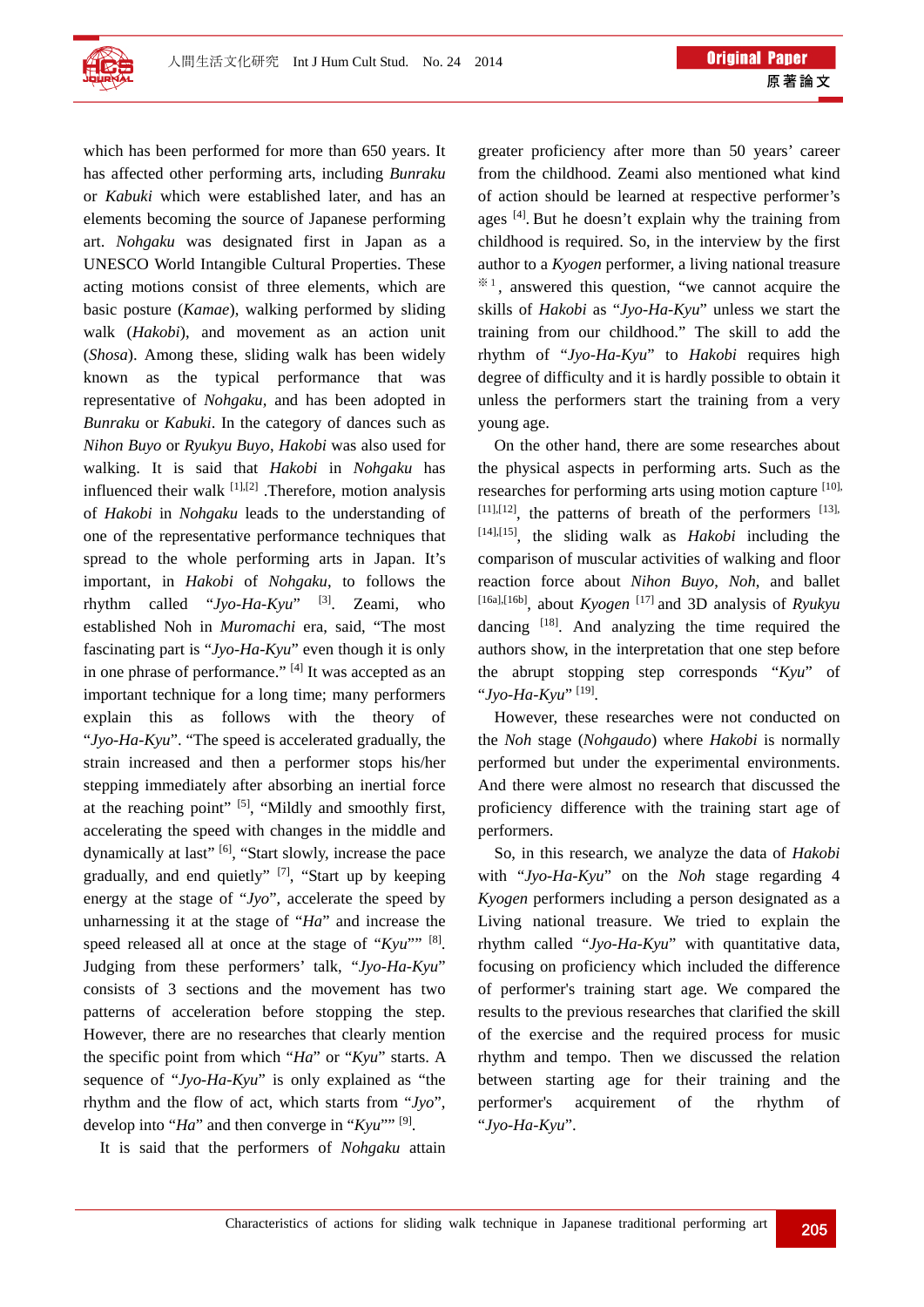which has been performed for more than 650 years. It has affected other performing arts, including *Bunraku* or *Kabuki* which were established later, and has an elements becoming the source of Japanese performing art. *Nohgaku* was designated first in Japan as a UNESCO World Intangible Cultural Properties. These acting motions consist of three elements, which are basic posture (*Kamae*), walking performed by sliding walk (*Hakobi*), and movement as an action unit (*Shosa*). Among these, sliding walk has been widely known as the typical performance that was representative of *Nohgaku*, and has been adopted in *Bunraku* or *Kabuki*. In the category of dances such as *Nihon Buyo* or *Ryukyu Buyo*, *Hakobi* was also used for walking. It is said that *Hakobi* in *Nohgaku* has influenced their walk [1],[2] .Therefore, motion analysis of *Hakobi* in *Nohgaku* leads to the understanding of one of the representative performance techniques that spread to the whole performing arts in Japan. It's important, in *Hakobi* of *Nohgaku*, to follows the rhythm called "*Jyo-Ha-Kyu*" [3]. Zeami, who established Noh in *Muromachi* era, said, "The most fascinating part is "*Jyo-Ha-Kyu*" even though it is only in one phrase of performance." [4] It was accepted as an important technique for a long time; many performers explain this as follows with the theory of "*Jyo-Ha-Kyu*". "The speed is accelerated gradually, the strain increased and then a performer stops his/her stepping immediately after absorbing an inertial force at the reaching point" [5], "Mildly and smoothly first, accelerating the speed with changes in the middle and dynamically at last" [6], "Start slowly, increase the pace gradually, and end quietly" [7], "Start up by keeping energy at the stage of "*Jyo*", accelerate the speed by unharnessing it at the stage of "*Ha*" and increase the speed released all at once at the stage of "*Kyu*"" [8]. Judging from these performers' talk, "*Jyo-Ha-Kyu*" consists of 3 sections and the movement has two patterns of acceleration before stopping the step. However, there are no researches that clearly mention the specific point from which "*Ha*" or "*Kyu*" starts. A sequence of "*Jyo-Ha-Kyu*" is only explained as "the rhythm and the flow of act, which starts from "*Jyo*", develop into "*Ha*" and then converge in "*Kyu*"" [9].

It is said that the performers of *Nohgaku* attain greater proficiency after more than 50 years' career from the childhood. Zeami also mentioned what kind of action should be learned at respective performer's ages [4]. But he doesn't explain why the training from childhood is required. So, in the interview by the first author to a *Kyogen* performer, a living national treasure ※1, answered this question, "we cannot acquire the skills of *Hakobi* as "*Jyo-Ha-Kyu*" unless we start the training from our childhood." The skill to add the rhythm of "*Jyo-Ha-Kyu*" to *Hakobi* requires high degree of difficulty and it is hardly possible to obtain it unless the performers start the training from a very young age.

On the other hand, there are some researches about the physical aspects in performing arts. Such as the researches for performing arts using motion capture [10],[11],[12], the patterns of breath of the performers [13],[14],[15], the sliding walk as *Hakobi* including the comparison of muscular activities of walking and floor reaction force about *Nihon Buyo*, *Noh*, and ballet [16a],[16b], about *Kyogen* [17] and 3D analysis of *Ryukyu* dancing [18]. And analyzing the time required the authors show, in the interpretation that one step before the abrupt stopping step corresponds "*Kyu*" of "*Jyo-Ha-Kyu*" [19].

However, these researches were not conducted on the *Noh* stage (*Nohgaudo*) where *Hakobi* is normally performed but under the experimental environments. And there were almost no research that discussed the proficiency difference with the training start age of performers.

So, in this research, we analyze the data of *Hakobi* with "*Jyo-Ha-Kyu*" on the *Noh* stage regarding 4 *Kyogen* performers including a person designated as a Living national treasure. We tried to explain the rhythm called "*Jyo-Ha-Kyu*" with quantitative data, focusing on proficiency which included the difference of performer's training start age. We compared the results to the previous researches that clarified the skill of the exercise and the required process for music rhythm and tempo. Then we discussed the relation between starting age for their training and the performer's acquirement of the rhythm of "*Jyo-Ha-Kyu*".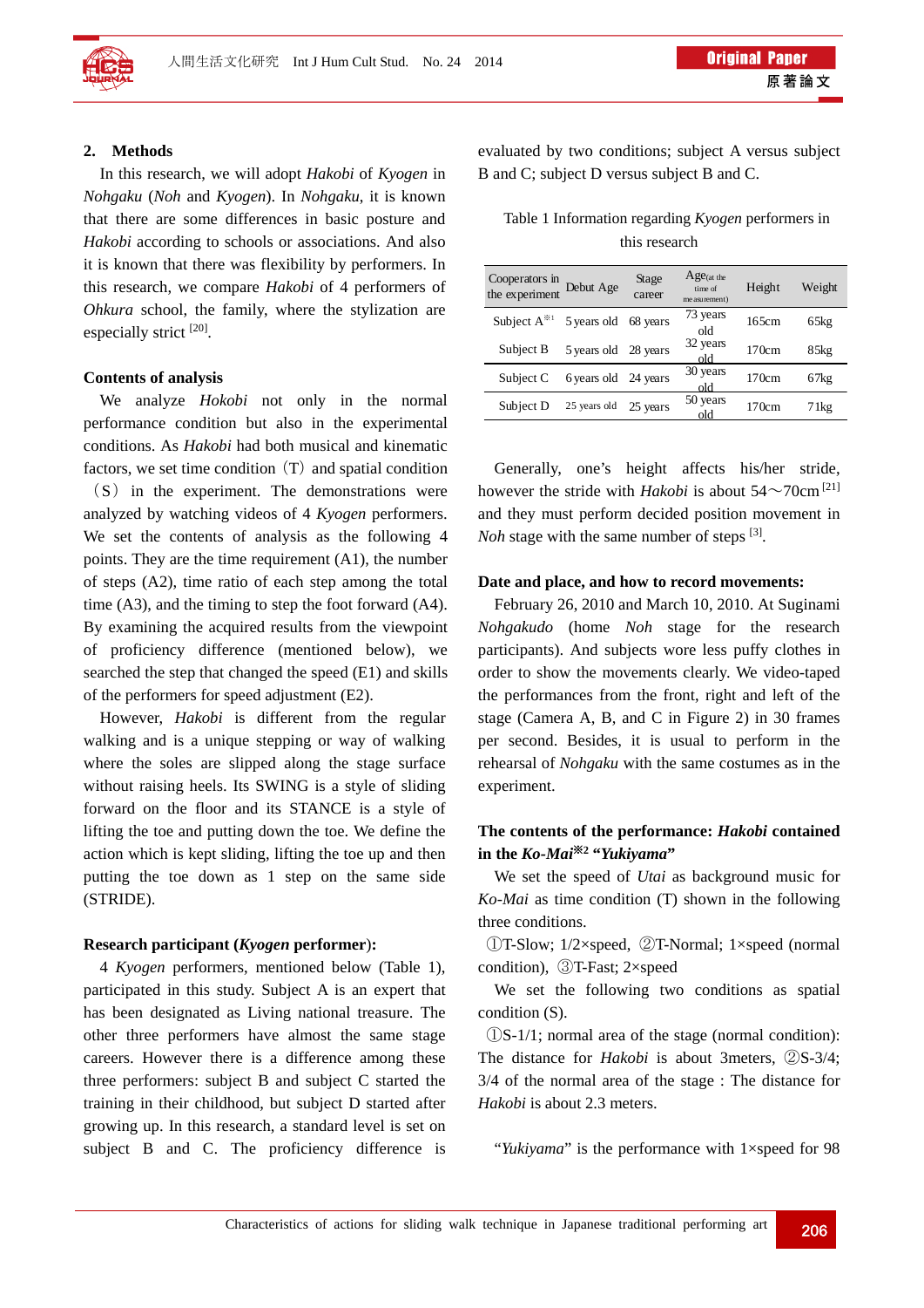## 2. Methods

In this research, we will adopt *Hakobi* of *Kyogen* in *Nohgaku* (*Noh* and *Kyogen*). In *Nohgaku*, it is known that there are some differences in basic posture and *Hakobi* according to schools or associations. And also it is known that there was flexibility by performers. In this research, we compare *Hakobi* of 4 performers of *Ohkura* school, the family, where the stylization are especially strict [20].

### Contents of analysis

We analyze *Hokobi* not only in the normal performance condition but also in the experimental conditions. As *Hakobi* had both musical and kinematic factors, we set time condition（T）and spatial condition（S）in the experiment. The demonstrations were analyzed by watching videos of 4 *Kyogen* performers. We set the contents of analysis as the following 4 points. They are the time requirement (A1), the number of steps (A2), time ratio of each step among the total time (A3), and the timing to step the foot forward (A4). By examining the acquired results from the viewpoint of proficiency difference (mentioned below), we searched the step that changed the speed (E1) and skills of the performers for speed adjustment (E2).

However, *Hakobi* is different from the regular walking and is a unique stepping or way of walking where the soles are slipped along the stage surface without raising heels. Its SWING is a style of sliding forward on the floor and its STANCE is a style of lifting the toe and putting down the toe. We define the action which is kept sliding, lifting the toe up and then putting the toe down as 1 step on the same side (STRIDE).

### Research participant (*Kyogen* performer):

4 *Kyogen* performers, mentioned below (Table 1), participated in this study. Subject A is an expert that has been designated as Living national treasure. The other three performers have almost the same stage careers. However there is a difference among these three performers: subject B and subject C started the training in their childhood, but subject D started after growing up. In this research, a standard level is set on subject B and C. The proficiency difference is evaluated by two conditions; subject A versus subject B and C; subject D versus subject B and C.

Table 1 Information regarding *Kyogen* performers in this research

| Cooperators in the experiment | Debut Age | Stage career | Age(at the time of measurement) | Height | Weight |
|---|---|---|---|---|---|
| Subject A※1 | 5 years old | 68 years | 73 years old | 165cm | 65kg |
| Subject B | 5 years old | 28 years | 32 years old | 170cm | 85kg |
| Subject C | 6 years old | 24 years | 30 years old | 170cm | 67kg |
| Subject D | 25 years old | 25 years | 50 years old | 170cm | 71kg |

Generally, one's height affects his/her stride, however the stride with *Hakobi* is about 54～70cm [21] and they must perform decided position movement in *Noh* stage with the same number of steps [3].

### Date and place, and how to record movements:

February 26, 2010 and March 10, 2010. At Suginami *Nohgakudo* (home *Noh* stage for the research participants). And subjects wore less puffy clothes in order to show the movements clearly. We video-taped the performances from the front, right and left of the stage (Camera A, B, and C in Figure 2) in 30 frames per second. Besides, it is usual to perform in the rehearsal of *Nohgaku* with the same costumes as in the experiment.

### The contents of the performance: *Hakobi* contained in the *Ko-Mai*※2 "*Yukiyama*"

We set the speed of *Utai* as background music for *Ko-Mai* as time condition (T) shown in the following three conditions.

①T-Slow; 1/2×speed, ②T-Normal; 1×speed (normal condition), ③T-Fast; 2×speed

We set the following two conditions as spatial condition (S).

①S-1/1; normal area of the stage (normal condition): The distance for *Hakobi* is about 3meters, ②S-3/4; 3/4 of the normal area of the stage : The distance for *Hakobi* is about 2.3 meters.

"*Yukiyama*" is the performance with 1×speed for 98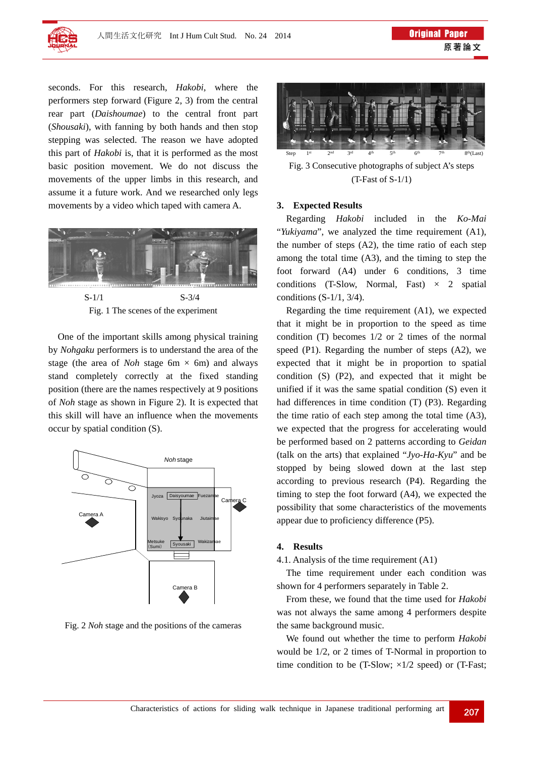seconds. For this research, *Hakobi*, where the performers step forward (Figure 2, 3) from the central rear part (*Daishoumae*) to the central front part (*Shousaki*), with fanning by both hands and then stop stepping was selected. The reason we have adopted this part of *Hakobi* is, that it is performed as the most basic position movement. We do not discuss the movements of the upper limbs in this research, and assume it a future work. And we researched only legs movements by a video which taped with camera A.

S-1/1　　S-3/4

Fig. 1 The scenes of the experiment

One of the important skills among physical training by *Nohgaku* performers is to understand the area of the stage (the area of *Noh* stage 6m × 6m) and always stand completely correctly at the fixed standing position (there are the names respectively at 9 positions of *Noh* stage as shown in Figure 2). It is expected that this skill will have an influence when the movements occur by spatial condition (S).

Fig. 2 *Noh* stage and the positions of the cameras

Fig. 3 Consecutive photographs of subject A's steps (T-Fast of S-1/1)

## 3. Expected Results

Regarding *Hakobi* included in the *Ko-Mai* "*Yukiyama*", we analyzed the time requirement (A1), the number of steps (A2), the time ratio of each step among the total time (A3), and the timing to step the foot forward (A4) under 6 conditions, 3 time conditions (T-Slow, Normal, Fast) × 2 spatial conditions (S-1/1, 3/4).

Regarding the time requirement (A1), we expected that it might be in proportion to the speed as time condition (T) becomes 1/2 or 2 times of the normal speed (P1). Regarding the number of steps (A2), we expected that it might be in proportion to spatial condition (S) (P2), and expected that it might be unified if it was the same spatial condition (S) even it had differences in time condition (T) (P3). Regarding the time ratio of each step among the total time (A3), we expected that the progress for accelerating would be performed based on 2 patterns according to *Geidan* (talk on the arts) that explained "*Jyo-Ha-Kyu*" and be stopped by being slowed down at the last step according to previous research (P4). Regarding the timing to step the foot forward (A4), we expected the possibility that some characteristics of the movements appear due to proficiency difference (P5).

## 4. Results

4.1. Analysis of the time requirement (A1)

The time requirement under each condition was shown for 4 performers separately in Table 2.

From these, we found that the time used for *Hakobi* was not always the same among 4 performers despite the same background music.

We found out whether the time to perform *Hakobi* would be 1/2, or 2 times of T-Normal in proportion to time condition to be (T-Slow; ×1/2 speed) or (T-Fast;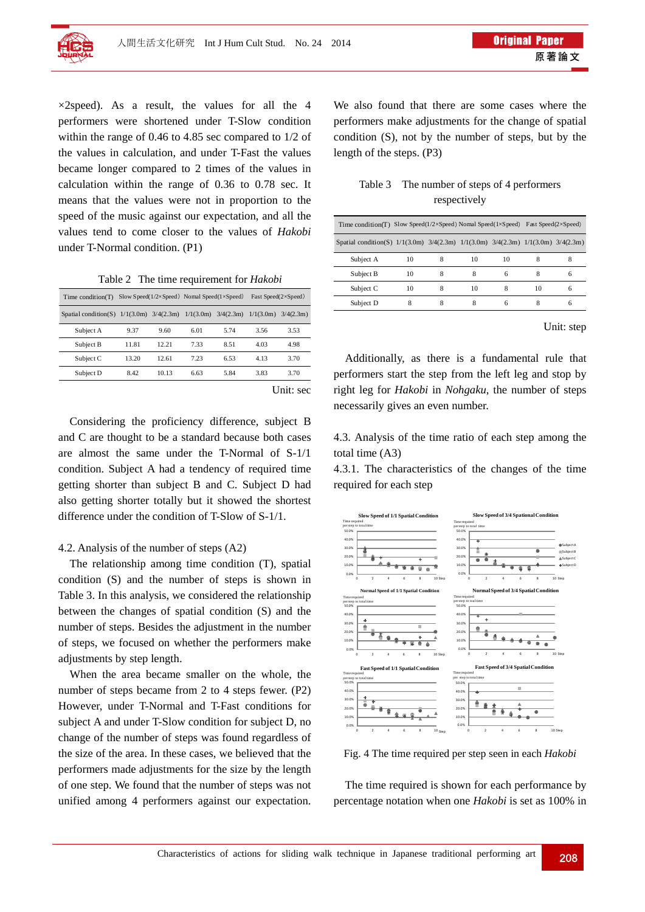×2speed). As a result, the values for all the 4 performers were shortened under T-Slow condition within the range of 0.46 to 4.85 sec compared to 1/2 of the values in calculation, and under T-Fast the values became longer compared to 2 times of the values in calculation within the range of 0.36 to 0.78 sec. It means that the values were not in proportion to the speed of the music against our expectation, and all the values tend to come closer to the values of *Hakobi* under T-Normal condition. (P1)

Table 2 The time requirement for *Hakobi*

| Time condition(T) | Slow Speed(1/2×Speed) | | Nomal Speed(1×Speed) | | Fast Speed(2×Speed) | |
|---|---|---|---|---|---|---|
| Spatial condition(S) | 1/1(3.0m) | 3/4(2.3m) | 1/1(3.0m) | 3/4(2.3m) | 1/1(3.0m) | 3/4(2.3m) |
| Subject A | 9.37 | 9.60 | 6.01 | 5.74 | 3.56 | 3.53 |
| Subject B | 11.81 | 12.21 | 7.33 | 8.51 | 4.03 | 4.98 |
| Subject C | 13.20 | 12.61 | 7.23 | 6.53 | 4.13 | 3.70 |
| Subject D | 8.42 | 10.13 | 6.63 | 5.84 | 3.83 | 3.70 |

Unit: sec

Considering the proficiency difference, subject B and C are thought to be a standard because both cases are almost the same under the T-Normal of S-1/1 condition. Subject A had a tendency of required time getting shorter than subject B and C. Subject D had also getting shorter totally but it showed the shortest difference under the condition of T-Slow of S-1/1.

4.2. Analysis of the number of steps (A2)

The relationship among time condition (T), spatial condition (S) and the number of steps is shown in Table 3. In this analysis, we considered the relationship between the changes of spatial condition (S) and the number of steps. Besides the adjustment in the number of steps, we focused on whether the performers make adjustments by step length.

When the area became smaller on the whole, the number of steps became from 2 to 4 steps fewer. (P2) However, under T-Normal and T-Fast conditions for subject A and under T-Slow condition for subject D, no change of the number of steps was found regardless of the size of the area. In these cases, we believed that the performers made adjustments for the size by the length of one step. We found that the number of steps was not unified among 4 performers against our expectation. We also found that there are some cases where the performers make adjustments for the change of spatial condition (S), not by the number of steps, but by the length of the steps. (P3)

Table 3 The number of steps of 4 performers respectively

| Time condition(T) | Slow Speed(1/2×Speed) | | Nomal Speed(1×Speed) | | Fast Speed(2×Speed) | |
|---|---|---|---|---|---|---|
| Spatial condition(S) | 1/1(3.0m) | 3/4(2.3m) | 1/1(3.0m) | 3/4(2.3m) | 1/1(3.0m) | 3/4(2.3m) |
| Subject A | 10 | 8 | 10 | 10 | 8 | 8 |
| Subject B | 10 | 8 | 8 | 6 | 8 | 6 |
| Subject C | 10 | 8 | 10 | 8 | 10 | 6 |
| Subject D | 8 | 8 | 8 | 6 | 8 | 6 |

Unit: step

Additionally, as there is a fundamental rule that performers start the step from the left leg and stop by right leg for *Hakobi* in *Nohgaku*, the number of steps necessarily gives an even number.

4.3. Analysis of the time ratio of each step among the total time (A3)

4.3.1. The characteristics of the changes of the time required for each step

Fig. 4 The time required per step seen in each *Hakobi*

The time required is shown for each performance by percentage notation when one *Hakobi* is set as 100% in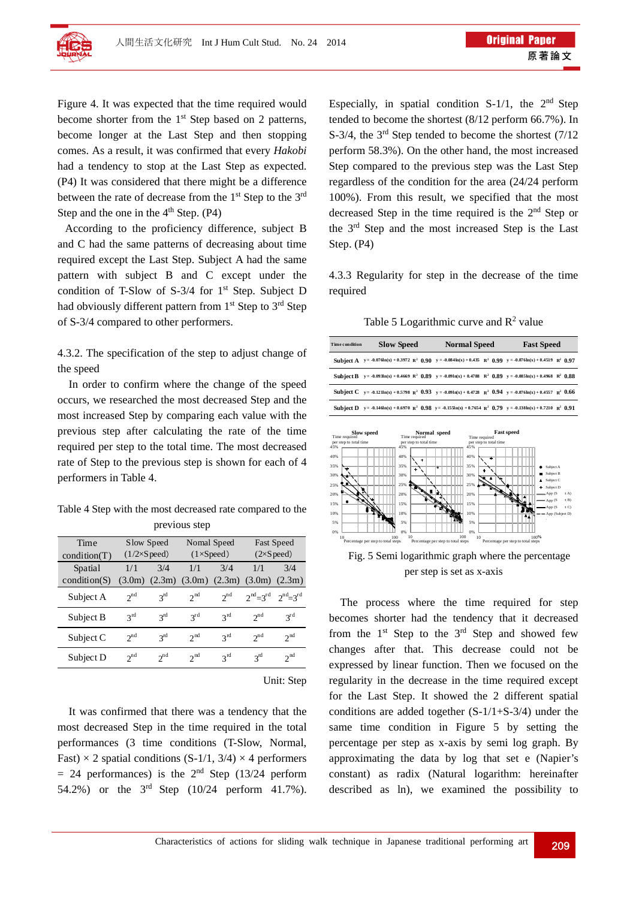Figure 4. It was expected that the time required would become shorter from the 1st Step based on 2 patterns, become longer at the Last Step and then stopping comes. As a result, it was confirmed that every *Hakobi* had a tendency to stop at the Last Step as expected. (P4) It was considered that there might be a difference between the rate of decrease from the 1st Step to the 3rd Step and the one in the 4th Step. (P4)

According to the proficiency difference, subject B and C had the same patterns of decreasing about time required except the Last Step. Subject A had the same pattern with subject B and C except under the condition of T-Slow of S-3/4 for 1st Step. Subject D had obviously different pattern from 1st Step to 3rd Step of S-3/4 compared to other performers.

### 4.3.2. The specification of the step to adjust change of the speed

In order to confirm where the change of the speed occurs, we researched the most decreased Step and the most increased Step by comparing each value with the previous step after calculating the rate of the time required per step to the total time. The most decreased rate of Step to the previous step is shown for each of 4 performers in Table 4.

Table 4 Step with the most decreased rate compared to the previous step

| Time condition(T) | Slow Speed (1/2×Speed) | | Nomal Speed (1×Speed) | | Fast Speed (2×Speed) | |
|---|---|---|---|---|---|---|
| Spatial condition(S) | 1/1 (3.0m) | 3/4 (2.3m) | 1/1 (3.0m) | 3/4 (2.3m) | 1/1 (3.0m) | 3/4 (2.3m) |
| Subject A | 2nd | 3rd | 2nd | 2nd | 2nd=3rd | 2nd=3rd |
| Subject B | 3rd | 3rd | 3rd | 3rd | 2nd | 3rd |
| Subject C | 2nd | 3rd | 2nd | 3rd | 2nd | 2nd |
| Subject D | 2nd | 2nd | 2nd | 3rd | 3rd | 2nd |

Unit: Step

It was confirmed that there was a tendency that the most decreased Step in the time required in the total performances (3 time conditions (T-Slow, Normal, Fast) × 2 spatial conditions (S-1/1, 3/4) × 4 performers = 24 performances) is the 2nd Step (13/24 perform 54.2%) or the 3rd Step (10/24 perform 41.7%). Especially, in spatial condition S-1/1, the 2nd Step tended to become the shortest (8/12 perform 66.7%). In S-3/4, the 3rd Step tended to become the shortest (7/12 perform 58.3%). On the other hand, the most increased Step compared to the previous step was the Last Step regardless of the condition for the area (24/24 perform 100%). From this result, we specified that the most decreased Step in the time required is the 2nd Step or the 3rd Step and the most increased Step is the Last Step. (P4)

### 4.3.3 Regularity for step in the decrease of the time required

Table 5 Logarithmic curve and $R^2$ value

| Time condition | Slow Speed | | Normal Speed | | Fast Speed | |
|---|---|---|---|---|---|---|
| Subject A | $y = -0.076\ln(x) + 0.3972$ | $R^2$ 0.90 | $y = -0.084\ln(x) + 0.435$ | $R^2$ 0.99 | $y = -0.076\ln(x) + 0.4519$ | $R^2$ 0.97 |
| Subject B | $y = -0.093\ln(x) + 0.4669$ | $R^2$ 0.89 | $y = -0.091\ln(x) + 0.4788$ | $R^2$ 0.89 | $y = -0.085\ln(x) + 0.4968$ | $R^2$ 0.88 |
| Subject C | $y = -0.121\ln(x) + 0.5798$ | $R^2$ 0.93 | $y = -0.091\ln(x) + 0.4728$ | $R^2$ 0.94 | $y = -0.076\ln(x) + 0.4557$ | $R^2$ 0.66 |
| Subject D | $y = -0.146\ln(x) + 0.6970$ | $R^2$ 0.98 | $y = -0.155\ln(x) + 0.7654$ | $R^2$ 0.79 | $y = -0.138\ln(x) + 0.7210$ | $R^2$ 0.91 |

Fig. 5 Semi logarithmic graph where the percentage per step is set as x-axis

The process where the time required for step becomes shorter had the tendency that it decreased from the 1st Step to the 3rd Step and showed few changes after that. This decrease could not be expressed by linear function. Then we focused on the regularity in the decrease in the time required except for the Last Step. It showed the 2 different spatial conditions are added together (S-1/1+S-3/4) under the same time condition in Figure 5 by setting the percentage per step as x-axis by semi log graph. By approximating the data by log that set e (Napier's constant) as radix (Natural logarithm: hereinafter described as ln), we examined the possibility to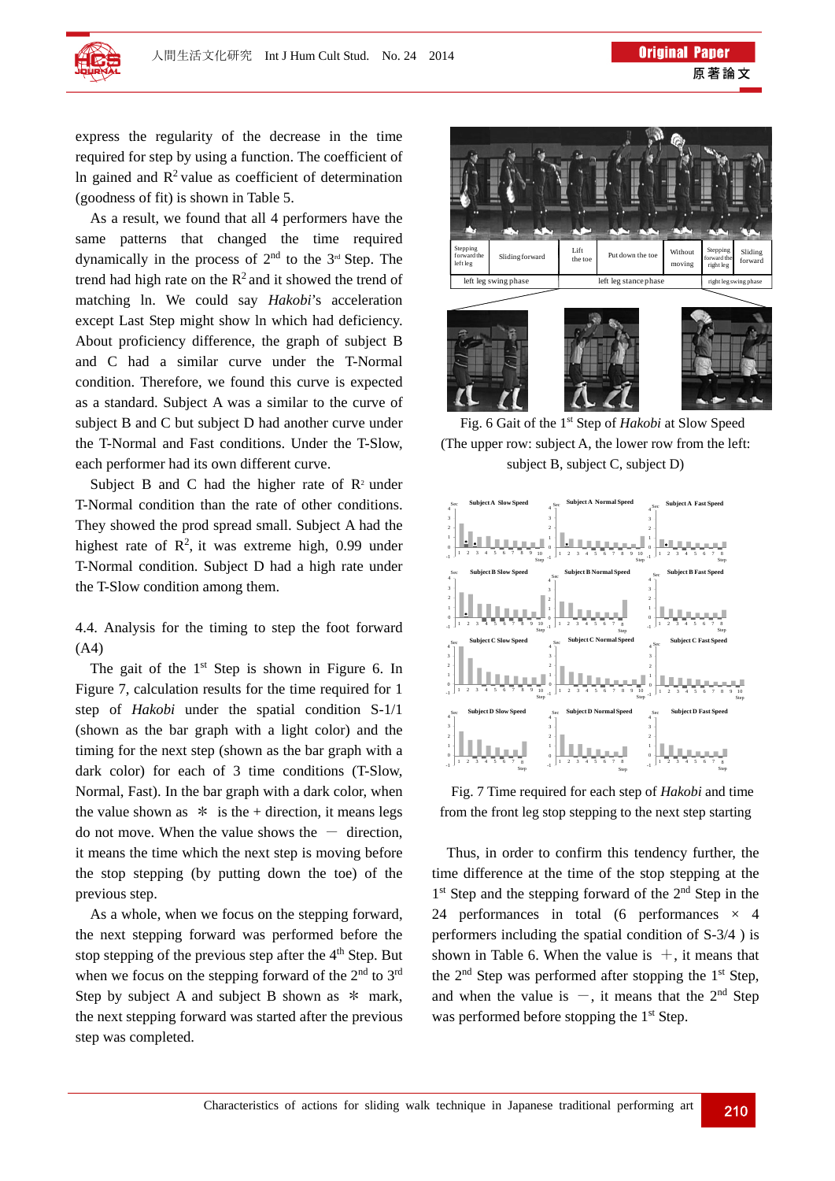express the regularity of the decrease in the time required for step by using a function. The coefficient of ln gained and $R^2$ value as coefficient of determination (goodness of fit) is shown in Table 5.

As a result, we found that all 4 performers have the same patterns that changed the time required dynamically in the process of 2nd to the 3rd Step. The trend had high rate on the $R^2$ and it showed the trend of matching ln. We could say *Hakobi*'s acceleration except Last Step might show ln which had deficiency. About proficiency difference, the graph of subject B and C had a similar curve under the T-Normal condition. Therefore, we found this curve is expected as a standard. Subject A was a similar to the curve of subject B and C but subject D had another curve under the T-Normal and Fast conditions. Under the T-Slow, each performer had its own different curve.

Subject B and C had the higher rate of $R^2$ under T-Normal condition than the rate of other conditions. They showed the prod spread small. Subject A had the highest rate of $R^2$, it was extreme high, 0.99 under T-Normal condition. Subject D had a high rate under the T-Slow condition among them.

4.4. Analysis for the timing to step the foot forward (A4)

The gait of the 1st Step is shown in Figure 6. In Figure 7, calculation results for the time required for 1 step of *Hakobi* under the spatial condition S-1/1 (shown as the bar graph with a light color) and the timing for the next step (shown as the bar graph with a dark color) for each of 3 time conditions (T-Slow, Normal, Fast). In the bar graph with a dark color, when the value shown as ＊ is the + direction, it means legs do not move. When the value shows the － direction, it means the time which the next step is moving before the stop stepping (by putting down the toe) of the previous step.

As a whole, when we focus on the stepping forward, the next stepping forward was performed before the stop stepping of the previous step after the 4th Step. But when we focus on the stepping forward of the 2nd to 3rd Step by subject A and subject B shown as ＊ mark, the next stepping forward was started after the previous step was completed.

| Stepping forward the left leg | Sliding forward | Lift the toe | Put down the toe | Without moving | Stepping forward the right leg | Sliding forward |
|---|---|---|---|---|---|---|
| left leg swing phase | | left leg stance phase | | | right leg swing phase | |

Fig. 6 Gait of the 1st Step of *Hakobi* at Slow Speed (The upper row: subject A, the lower row from the left: subject B, subject C, subject D)

Fig. 7 Time required for each step of *Hakobi* and time from the front leg stop stepping to the next step starting

Thus, in order to confirm this tendency further, the time difference at the time of the stop stepping at the 1st Step and the stepping forward of the 2nd Step in the 24 performances in total (6 performances × 4 performers including the spatial condition of S-3/4 ) is shown in Table 6. When the value is ＋, it means that the 2nd Step was performed after stopping the 1st Step, and when the value is －, it means that the 2nd Step was performed before stopping the 1st Step.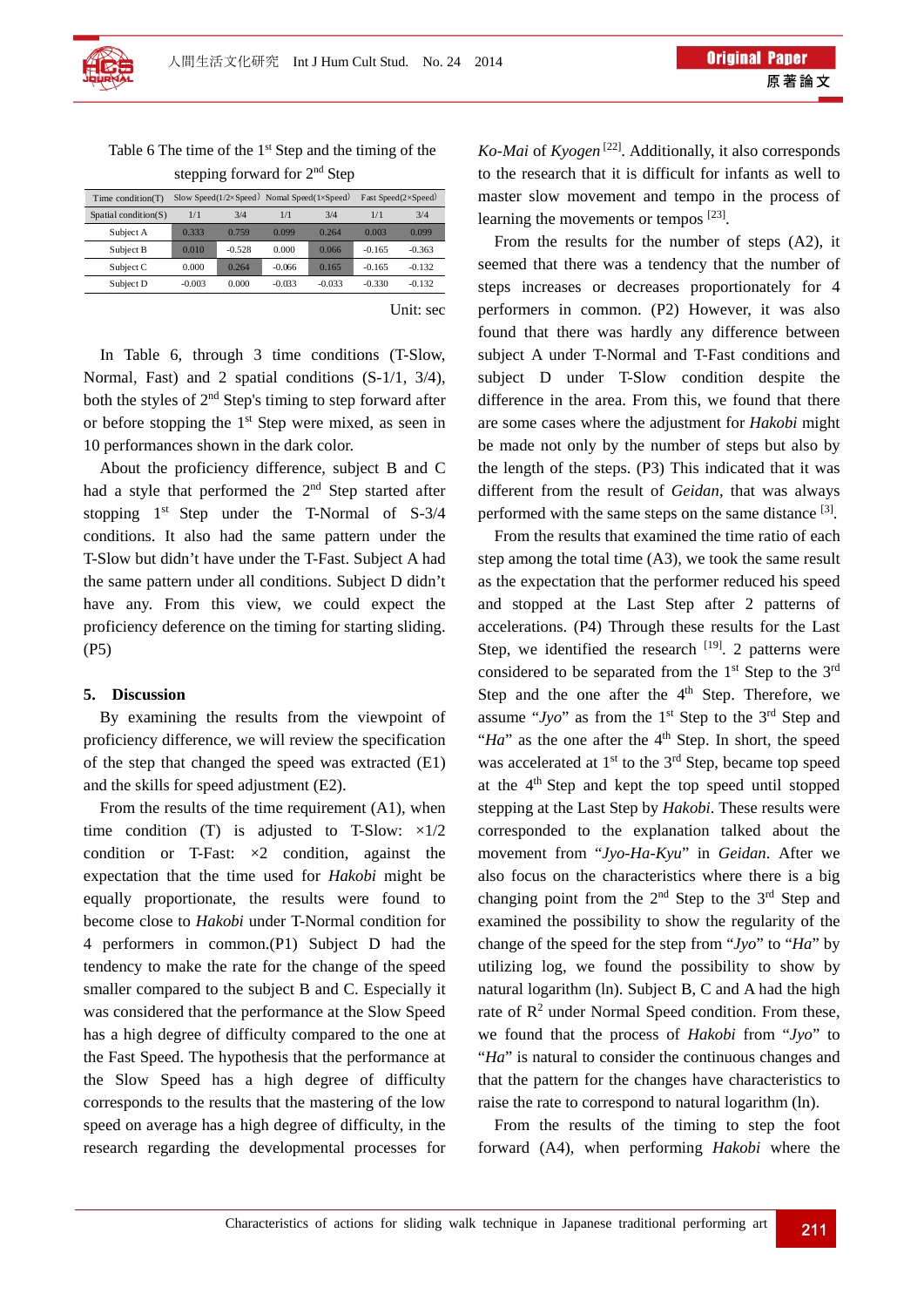Table 6 The time of the 1st Step and the timing of the stepping forward for 2nd Step

| Time condition(T) | Slow Speed(1/2×Speed) | | Nomal Speed(1×Speed) | | Fast Speed(2×Speed) | |
|---|---|---|---|---|---|---|
| Spatial condition(S) | 1/1 | 3/4 | 1/1 | 3/4 | 1/1 | 3/4 |
| Subject A | 0.333 | 0.759 | 0.099 | 0.264 | 0.003 | 0.099 |
| Subject B | 0.010 | -0.528 | 0.000 | 0.066 | -0.165 | -0.363 |
| Subject C | 0.000 | 0.264 | -0.066 | 0.165 | -0.165 | -0.132 |
| Subject D | -0.003 | 0.000 | -0.033 | -0.033 | -0.330 | -0.132 |

Unit: sec

In Table 6, through 3 time conditions (T-Slow, Normal, Fast) and 2 spatial conditions (S-1/1, 3/4), both the styles of 2nd Step's timing to step forward after or before stopping the 1st Step were mixed, as seen in 10 performances shown in the dark color.

About the proficiency difference, subject B and C had a style that performed the 2nd Step started after stopping 1st Step under the T-Normal of S-3/4 conditions. It also had the same pattern under the T-Slow but didn't have under the T-Fast. Subject A had the same pattern under all conditions. Subject D didn't have any. From this view, we could expect the proficiency deference on the timing for starting sliding. (P5)

## 5. Discussion

By examining the results from the viewpoint of proficiency difference, we will review the specification of the step that changed the speed was extracted (E1) and the skills for speed adjustment (E2).

From the results of the time requirement (A1), when time condition (T) is adjusted to T-Slow: ×1/2 condition or T-Fast: ×2 condition, against the expectation that the time used for *Hakobi* might be equally proportionate, the results were found to become close to *Hakobi* under T-Normal condition for 4 performers in common.(P1) Subject D had the tendency to make the rate for the change of the speed smaller compared to the subject B and C. Especially it was considered that the performance at the Slow Speed has a high degree of difficulty compared to the one at the Fast Speed. The hypothesis that the performance at the Slow Speed has a high degree of difficulty corresponds to the results that the mastering of the low speed on average has a high degree of difficulty, in the research regarding the developmental processes for *Ko-Mai* of *Kyogen* [22]. Additionally, it also corresponds to the research that it is difficult for infants as well to master slow movement and tempo in the process of learning the movements or tempos [23].

From the results for the number of steps (A2), it seemed that there was a tendency that the number of steps increases or decreases proportionately for 4 performers in common. (P2) However, it was also found that there was hardly any difference between subject A under T-Normal and T-Fast conditions and subject D under T-Slow condition despite the difference in the area. From this, we found that there are some cases where the adjustment for *Hakobi* might be made not only by the number of steps but also by the length of the steps. (P3) This indicated that it was different from the result of *Geidan*, that was always performed with the same steps on the same distance [3].

From the results that examined the time ratio of each step among the total time (A3), we took the same result as the expectation that the performer reduced his speed and stopped at the Last Step after 2 patterns of accelerations. (P4) Through these results for the Last Step, we identified the research [19]. 2 patterns were considered to be separated from the 1st Step to the 3rd Step and the one after the 4th Step. Therefore, we assume "*Jyo*" as from the 1st Step to the 3rd Step and "*Ha*" as the one after the 4th Step. In short, the speed was accelerated at 1st to the 3rd Step, became top speed at the 4th Step and kept the top speed until stopped stepping at the Last Step by *Hakobi*. These results were corresponded to the explanation talked about the movement from "*Jyo-Ha-Kyu*" in *Geidan*. After we also focus on the characteristics where there is a big changing point from the 2nd Step to the 3rd Step and examined the possibility to show the regularity of the change of the speed for the step from "*Jyo*" to "*Ha*" by utilizing log, we found the possibility to show by natural logarithm (ln). Subject B, C and A had the high rate of $R^2$ under Normal Speed condition. From these, we found that the process of *Hakobi* from "*Jyo*" to "*Ha*" is natural to consider the continuous changes and that the pattern for the changes have characteristics to raise the rate to correspond to natural logarithm (ln).

From the results of the timing to step the foot forward (A4), when performing *Hakobi* where the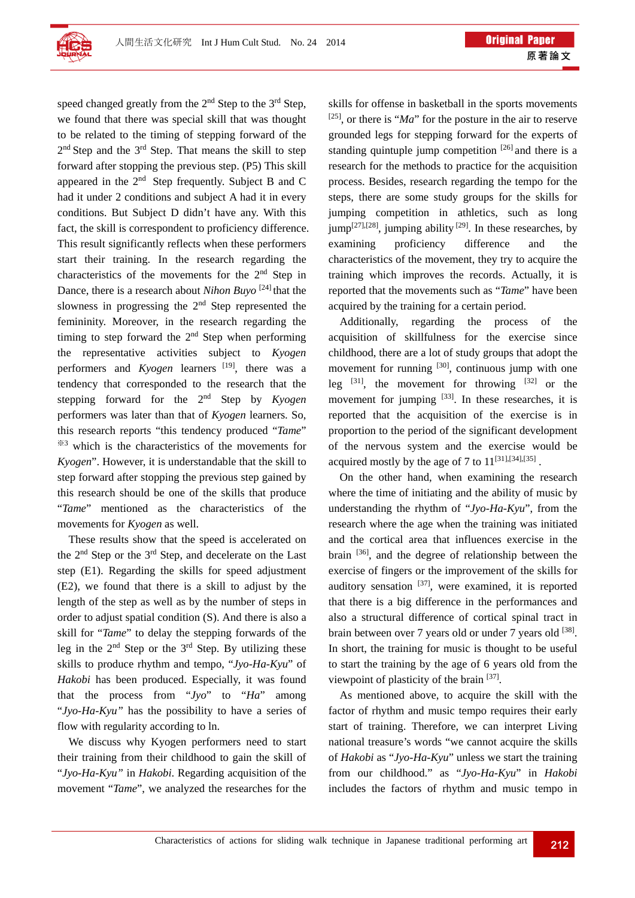speed changed greatly from the 2nd Step to the 3rd Step, we found that there was special skill that was thought to be related to the timing of stepping forward of the 2nd Step and the 3rd Step. That means the skill to step forward after stopping the previous step. (P5) This skill appeared in the 2nd Step frequently. Subject B and C had it under 2 conditions and subject A had it in every conditions. But Subject D didn't have any. With this fact, the skill is correspondent to proficiency difference. This result significantly reflects when these performers start their training. In the research regarding the characteristics of the movements for the 2nd Step in Dance, there is a research about *Nihon Buyo* [24] that the slowness in progressing the 2nd Step represented the femininity. Moreover, in the research regarding the timing to step forward the 2nd Step when performing the representative activities subject to *Kyogen* performers and *Kyogen* learners [19], there was a tendency that corresponded to the research that the stepping forward for the 2nd Step by *Kyogen* performers was later than that of *Kyogen* learners. So, this research reports "this tendency produced "*Tame*" ※3 which is the characteristics of the movements for *Kyogen*". However, it is understandable that the skill to step forward after stopping the previous step gained by this research should be one of the skills that produce "*Tame*" mentioned as the characteristics of the movements for *Kyogen* as well.

These results show that the speed is accelerated on the 2nd Step or the 3rd Step, and decelerate on the Last step (E1). Regarding the skills for speed adjustment (E2), we found that there is a skill to adjust by the length of the step as well as by the number of steps in order to adjust spatial condition (S). And there is also a skill for "*Tame*" to delay the stepping forwards of the leg in the 2nd Step or the 3rd Step. By utilizing these skills to produce rhythm and tempo, "*Jyo-Ha-Kyu*" of *Hakobi* has been produced. Especially, it was found that the process from "*Jyo*" to "*Ha*" among "*Jyo-Ha-Kyu*" has the possibility to have a series of flow with regularity according to ln.

We discuss why Kyogen performers need to start their training from their childhood to gain the skill of "*Jyo-Ha-Kyu*" in *Hakobi*. Regarding acquisition of the movement "*Tame*", we analyzed the researches for the skills for offense in basketball in the sports movements [25], or there is "*Ma*" for the posture in the air to reserve grounded legs for stepping forward for the experts of standing quintuple jump competition [26] and there is a research for the methods to practice for the acquisition process. Besides, research regarding the tempo for the steps, there are some study groups for the skills for jumping competition in athletics, such as long jump[27],[28], jumping ability [29]. In these researches, by examining proficiency difference and the characteristics of the movement, they try to acquire the training which improves the records. Actually, it is reported that the movements such as "*Tame*" have been acquired by the training for a certain period.

Additionally, regarding the process of the acquisition of skillfulness for the exercise since childhood, there are a lot of study groups that adopt the movement for running [30], continuous jump with one leg [31], the movement for throwing [32] or the movement for jumping [33]. In these researches, it is reported that the acquisition of the exercise is in proportion to the period of the significant development of the nervous system and the exercise would be acquired mostly by the age of 7 to 11[31],[34],[35].

On the other hand, when examining the research where the time of initiating and the ability of music by understanding the rhythm of "*Jyo-Ha-Kyu*", from the research where the age when the training was initiated and the cortical area that influences exercise in the brain [36], and the degree of relationship between the exercise of fingers or the improvement of the skills for auditory sensation [37], were examined, it is reported that there is a big difference in the performances and also a structural difference of cortical spinal tract in brain between over 7 years old or under 7 years old [38]. In short, the training for music is thought to be useful to start the training by the age of 6 years old from the viewpoint of plasticity of the brain [37].

As mentioned above, to acquire the skill with the factor of rhythm and music tempo requires their early start of training. Therefore, we can interpret Living national treasure's words "we cannot acquire the skills of *Hakobi* as "*Jyo-Ha-Kyu*" unless we start the training from our childhood." as "*Jyo-Ha-Kyu*" in *Hakobi* includes the factors of rhythm and music tempo in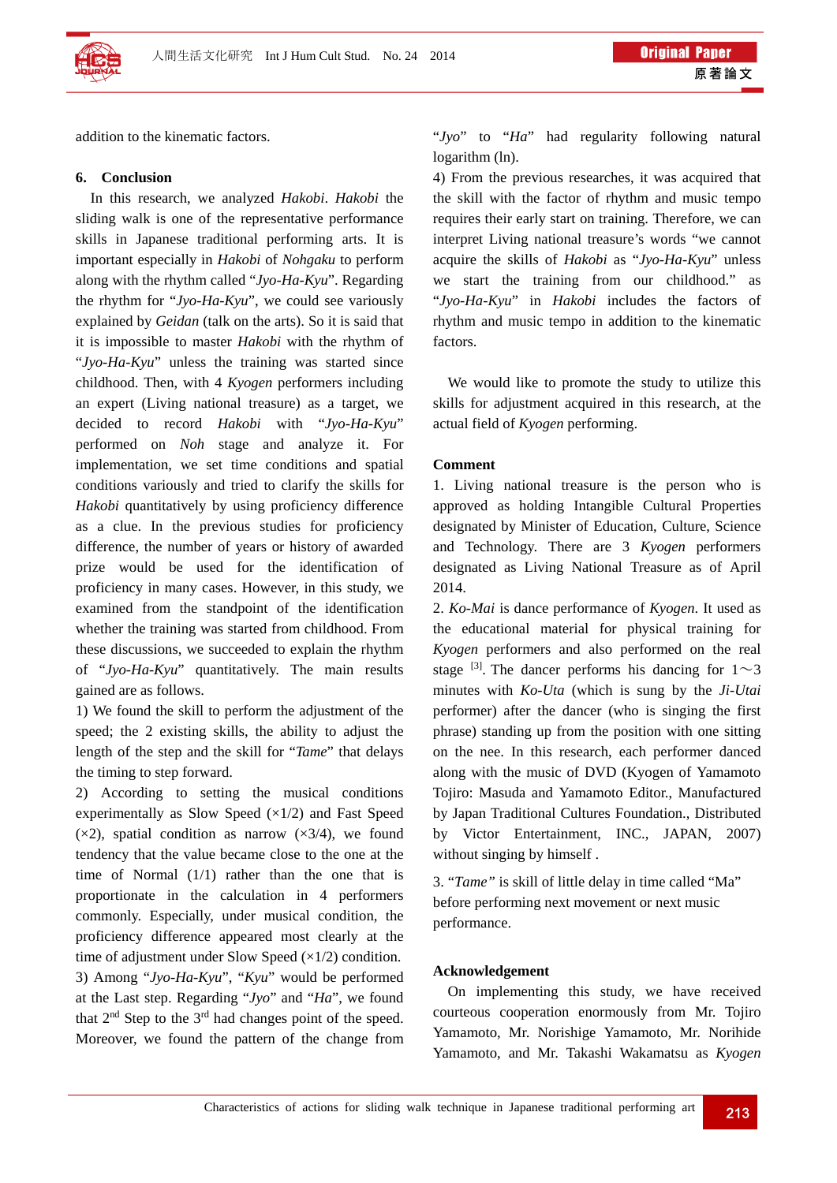addition to the kinematic factors.

## 6. Conclusion

In this research, we analyzed *Hakobi*. *Hakobi* the sliding walk is one of the representative performance skills in Japanese traditional performing arts. It is important especially in *Hakobi* of *Nohgaku* to perform along with the rhythm called "*Jyo-Ha-Kyu*". Regarding the rhythm for "*Jyo-Ha-Kyu*", we could see variously explained by *Geidan* (talk on the arts). So it is said that it is impossible to master *Hakobi* with the rhythm of "*Jyo-Ha-Kyu*" unless the training was started since childhood. Then, with 4 *Kyogen* performers including an expert (Living national treasure) as a target, we decided to record *Hakobi* with "*Jyo-Ha-Kyu*" performed on *Noh* stage and analyze it. For implementation, we set time conditions and spatial conditions variously and tried to clarify the skills for *Hakobi* quantitatively by using proficiency difference as a clue. In the previous studies for proficiency difference, the number of years or history of awarded prize would be used for the identification of proficiency in many cases. However, in this study, we examined from the standpoint of the identification whether the training was started from childhood. From these discussions, we succeeded to explain the rhythm of "*Jyo-Ha-Kyu*" quantitatively. The main results gained are as follows.

1) We found the skill to perform the adjustment of the speed; the 2 existing skills, the ability to adjust the length of the step and the skill for "*Tame*" that delays the timing to step forward.

2) According to setting the musical conditions experimentally as Slow Speed (×1/2) and Fast Speed (×2), spatial condition as narrow (×3/4), we found tendency that the value became close to the one at the time of Normal (1/1) rather than the one that is proportionate in the calculation in 4 performers commonly. Especially, under musical condition, the proficiency difference appeared most clearly at the time of adjustment under Slow Speed (×1/2) condition.

3) Among "*Jyo-Ha-Kyu*", "*Kyu*" would be performed at the Last step. Regarding "*Jyo*" and "*Ha*", we found that 2nd Step to the 3rd had changes point of the speed. Moreover, we found the pattern of the change from "*Jyo*" to "*Ha*" had regularity following natural logarithm (ln).

4) From the previous researches, it was acquired that the skill with the factor of rhythm and music tempo requires their early start on training. Therefore, we can interpret Living national treasure's words "we cannot acquire the skills of *Hakobi* as "*Jyo-Ha-Kyu*" unless we start the training from our childhood." as "*Jyo-Ha-Kyu*" in *Hakobi* includes the factors of rhythm and music tempo in addition to the kinematic factors.

We would like to promote the study to utilize this skills for adjustment acquired in this research, at the actual field of *Kyogen* performing.

## Comment

1. Living national treasure is the person who is approved as holding Intangible Cultural Properties designated by Minister of Education, Culture, Science and Technology. There are 3 *Kygogen* performers designated as Living National Treasure as of April 2014.

2. *Ko-Mai* is dance performance of *Kyogen*. It used as the educational material for physical training for *Kyogen* performers and also performed on the real stage [3]. The dancer performs his dancing for 1～3 minutes with *Ko-Uta* (which is sung by the *Ji-Utai* performer) after the dancer (who is singing the first phrase) standing up from the position with one sitting on the nee. In this research, each performer danced along with the music of DVD (Kyogen of Yamamoto Tojiro: Masuda and Yamamoto Editor., Manufactured by Japan Traditional Cultures Foundation., Distributed by Victor Entertainment, INC., JAPAN, 2007) without singing by himself .

3. "*Tame*" is skill of little delay in time called "Ma" before performing next movement or next music performance.

## Acknowledgement

On implementing this study, we have received courteous cooperation enormously from Mr. Tojiro Yamamoto, Mr. Norishige Yamamoto, Mr. Norihide Yamamoto, and Mr. Takashi Wakamatsu as *Kyogen*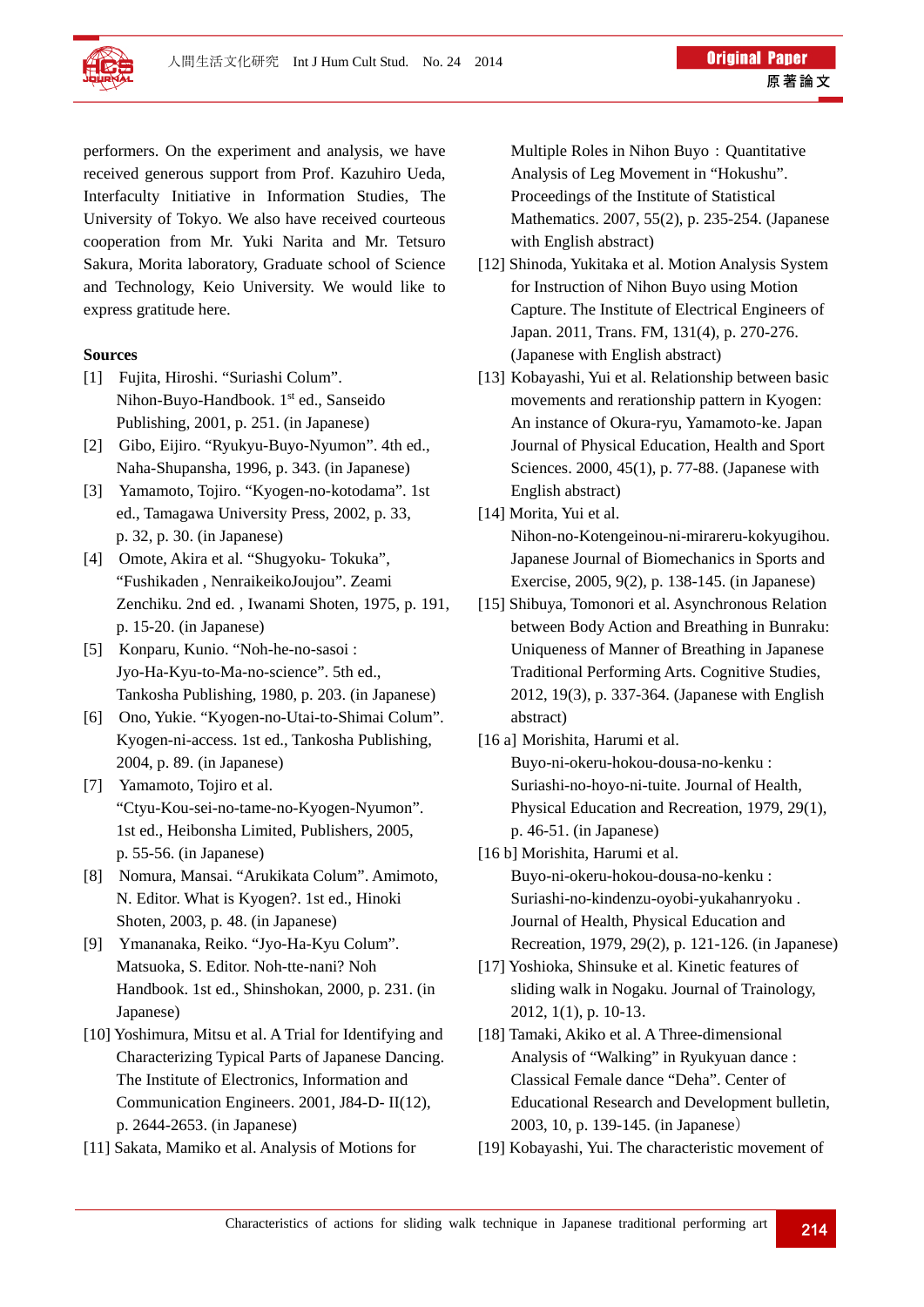performers. On the experiment and analysis, we have received generous support from Prof. Kazuhiro Ueda, Interfaculty Initiative in Information Studies, The University of Tokyo. We also have received courteous cooperation from Mr. Yuki Narita and Mr. Tetsuro Sakura, Morita laboratory, Graduate school of Science and Technology, Keio University. We would like to express gratitude here.

**Sources**

[1] Fujita, Hiroshi. “Suriashi Colum”. Nihon-Buyo-Handbook. 1st ed., Sanseido Publishing, 2001, p. 251. (in Japanese)

[2] Gibo, Eijiro. “Ryukyu-Buyo-Nyumon”. 4th ed., Naha-Shupansha, 1996, p. 343. (in Japanese)

[3] Yamamoto, Tojiro. “Kyogen-no-kotodama”. 1st ed., Tamagawa University Press, 2002, p. 33, p. 32, p. 30. (in Japanese)

[4] Omote, Akira et al. “Shugyoku- Tokuka”, “Fushikaden , NenraikeikoJoujou”. Zeami Zenchiku. 2nd ed. , Iwanami Shoten, 1975, p. 191, p. 15-20. (in Japanese)

[5] Konparu, Kunio. “Noh-he-no-sasoi : Jyo-Ha-Kyu-to-Ma-no-science”. 5th ed., Tankosha Publishing, 1980, p. 203. (in Japanese)

[6] Ono, Yukie. “Kyogen-no-Utai-to-Shimai Colum”. Kyogen-ni-access. 1st ed., Tankosha Publishing, 2004, p. 89. (in Japanese)

[7] Yamamoto, Tojiro et al. “Ctyu-Kou-sei-no-tame-no-Kyogen-Nyumon”. 1st ed., Heibonsha Limited, Publishers, 2005, p. 55-56. (in Japanese)

[8] Nomura, Mansai. “Arukikata Colum”. Amimoto, N. Editor. What is Kyogen?. 1st ed., Hinoki Shoten, 2003, p. 48. (in Japanese)

[9] Ymananaka, Reiko. “Jyo-Ha-Kyu Colum”. Matsuoka, S. Editor. Noh-tte-nani? Noh Handbook. 1st ed., Shinshokan, 2000, p. 231. (in Japanese)

[10] Yoshimura, Mitsu et al. A Trial for Identifying and Characterizing Typical Parts of Japanese Dancing. The Institute of Electronics, Information and Communication Engineers. 2001, J84-D- II(12), p. 2644-2653. (in Japanese)

[11] Sakata, Mamiko et al. Analysis of Motions for Multiple Roles in Nihon Buyo：Quantitative Analysis of Leg Movement in “Hokushu”. Proceedings of the Institute of Statistical Mathematics. 2007, 55(2), p. 235-254. (Japanese with English abstract)

[12] Shinoda, Yukitaka et al. Motion Analysis System for Instruction of Nihon Buyo using Motion Capture. The Institute of Electrical Engineers of Japan. 2011, Trans. FM, 131(4), p. 270-276. (Japanese with English abstract)

[13] Kobayashi, Yui et al. Relationship between basic movements and rerationship pattern in Kyogen: An instance of Okura-ryu, Yamamoto-ke. Japan Journal of Physical Education, Health and Sport Sciences. 2000, 45(1), p. 77-88. (Japanese with English abstract)

[14] Morita, Yui et al. Nihon-no-Kotengeinou-ni-mirareru-kokyugihou. Japanese Journal of Biomechanics in Sports and Exercise, 2005, 9(2), p. 138-145. (in Japanese)

[15] Shibuya, Tomonori et al. Asynchronous Relation between Body Action and Breathing in Bunraku: Uniqueness of Manner of Breathing in Japanese Traditional Performing Arts. Cognitive Studies, 2012, 19(3), p. 337-364. (Japanese with English abstract)

[16 a] Morishita, Harumi et al. Buyo-ni-okeru-hokou-dousa-no-kenku : Suriashi-no-hoyo-ni-tuite. Journal of Health, Physical Education and Recreation, 1979, 29(1), p. 46-51. (in Japanese)

[16 b] Morishita, Harumi et al. Buyo-ni-okeru-hokou-dousa-no-kenku : Suriashi-no-kindenzu-oyobi-yukahanryoku . Journal of Health, Physical Education and Recreation, 1979, 29(2), p. 121-126. (in Japanese)

[17] Yoshioka, Shinsuke et al. Kinetic features of sliding walk in Nogaku. Journal of Trainology, 2012, 1(1), p. 10-13.

[18] Tamaki, Akiko et al. A Three-dimensional Analysis of “Walking” in Ryukyuan dance : Classical Female dance “Deha”. Center of Educational Research and Development bulletin, 2003, 10, p. 139-145. (in Japanese)

[19] Kobayashi, Yui. The characteristic movement of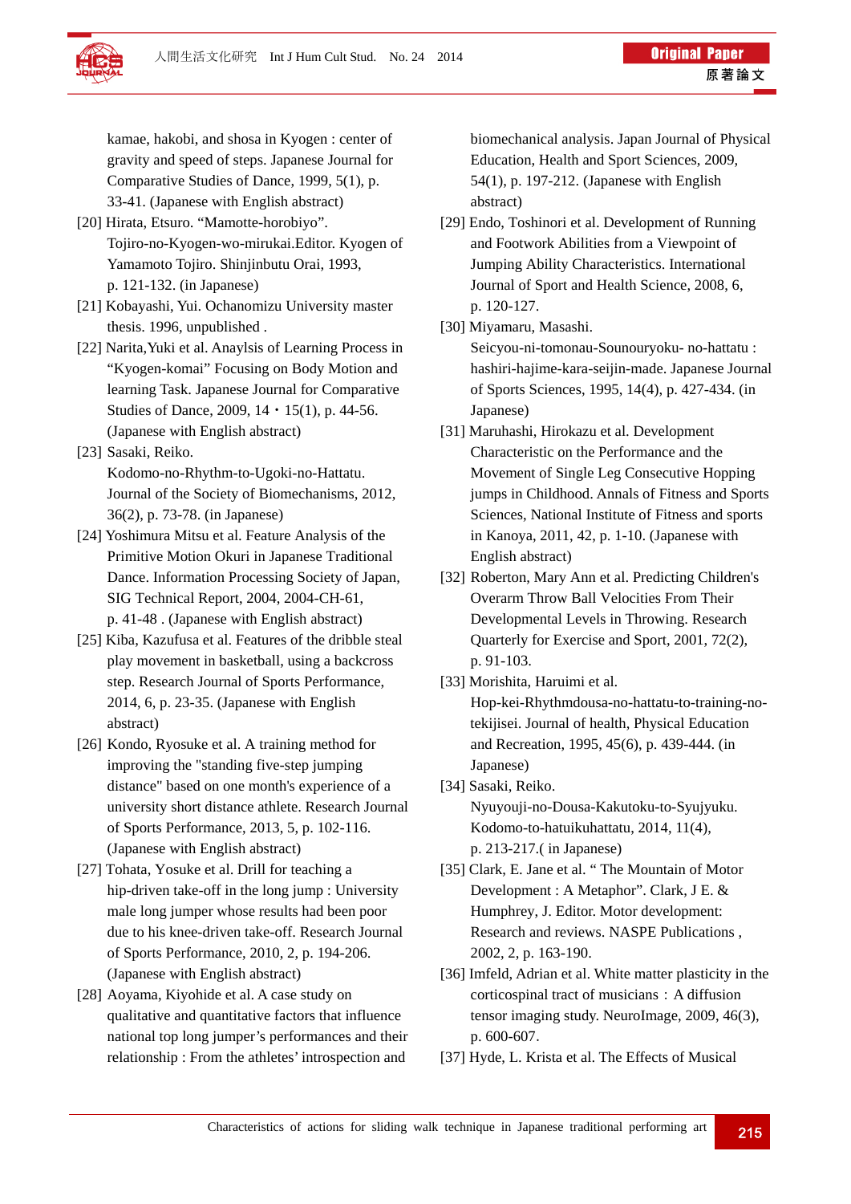kamae, hakobi, and shosa in Kyogen : center of gravity and speed of steps. Japanese Journal for Comparative Studies of Dance, 1999, 5(1), p. 33-41. (Japanese with English abstract)

[20] Hirata, Etsuro. “Mamotte-horobiyo”. Tojiro-no-Kyogen-wo-mirukai.Editor. Kyogen of Yamamoto Tojiro. Shinjinbutu Orai, 1993, p. 121-132. (in Japanese)

[21] Kobayashi, Yui. Ochanomizu University master thesis. 1996, unpublished .

[22] Narita,Yuki et al. Anaylsis of Learning Process in “Kyogen-komai” Focusing on Body Motion and learning Task. Japanese Journal for Comparative Studies of Dance, 2009, 14・15(1), p. 44-56. (Japanese with English abstract)

[23] Sasaki, Reiko. Kodomo-no-Rhythm-to-Ugoki-no-Hattatu. Journal of the Society of Biomechanisms, 2012, 36(2), p. 73-78. (in Japanese)

[24] Yoshimura Mitsu et al. Feature Analysis of the Primitive Motion Okuri in Japanese Traditional Dance. Information Processing Society of Japan, SIG Technical Report, 2004, 2004-CH-61, p. 41-48 . (Japanese with English abstract)

[25] Kiba, Kazufusa et al. Features of the dribble steal play movement in basketball, using a backcross step. Research Journal of Sports Performance, 2014, 6, p. 23-35. (Japanese with English abstract)

[26] Kondo, Ryosuke et al. A training method for improving the "standing five-step jumping distance" based on one month's experience of a university short distance athlete. Research Journal of Sports Performance, 2013, 5, p. 102-116. (Japanese with English abstract)

[27] Tohata, Yosuke et al. Drill for teaching a hip-driven take-off in the long jump : University male long jumper whose results had been poor due to his knee-driven take-off. Research Journal of Sports Performance, 2010, 2, p. 194-206. (Japanese with English abstract)

[28] Aoyama, Kiyohide et al. A case study on qualitative and quantitative factors that influence national top long jumper’s performances and their relationship : From the athletes’ introspection and biomechanical analysis. Japan Journal of Physical Education, Health and Sport Sciences, 2009, 54(1), p. 197-212. (Japanese with English abstract)

[29] Endo, Toshinori et al. Development of Running and Footwork Abilities from a Viewpoint of Jumping Ability Characteristics. International Journal of Sport and Health Science, 2008, 6, p. 120-127.

[30] Miyamaru, Masashi. Seicyou-ni-tomonau-Sounouryoku- no-hattatu : hashiri-hajime-kara-seijin-made. Japanese Journal of Sports Sciences, 1995, 14(4), p. 427-434. (in Japanese)

[31] Maruhashi, Hirokazu et al. Development Characteristic on the Performance and the Movement of Single Leg Consecutive Hopping jumps in Childhood. Annals of Fitness and Sports Sciences, National Institute of Fitness and sports in Kanoya, 2011, 42, p. 1-10. (Japanese with English abstract)

[32] Roberton, Mary Ann et al. Predicting Children's Overarm Throw Ball Velocities From Their Developmental Levels in Throwing. Research Quarterly for Exercise and Sport, 2001, 72(2), p. 91-103.

[33] Morishita, Haruimi et al. Hop-kei-Rhythmdousa-no-hattatu-to-training-no-tekijisei. Journal of health, Physical Education and Recreation, 1995, 45(6), p. 439-444. (in Japanese)

[34] Sasaki, Reiko. Nyuyouji-no-Dousa-Kakutoku-to-Syujyuku. Kodomo-to-hatuikuhattatu, 2014, 11(4), p. 213-217.( in Japanese)

[35] Clark, E. Jane et al. “ The Mountain of Motor Development : A Metaphor”. Clark, J E. & Humphrey, J. Editor. Motor development: Research and reviews. NASPE Publications , 2002, 2, p. 163-190.

[36] Imfeld, Adrian et al. White matter plasticity in the corticospinal tract of musicians : A diffusion tensor imaging study. NeuroImage, 2009, 46(3), p. 600-607.

[37] Hyde, L. Krista et al. The Effects of Musical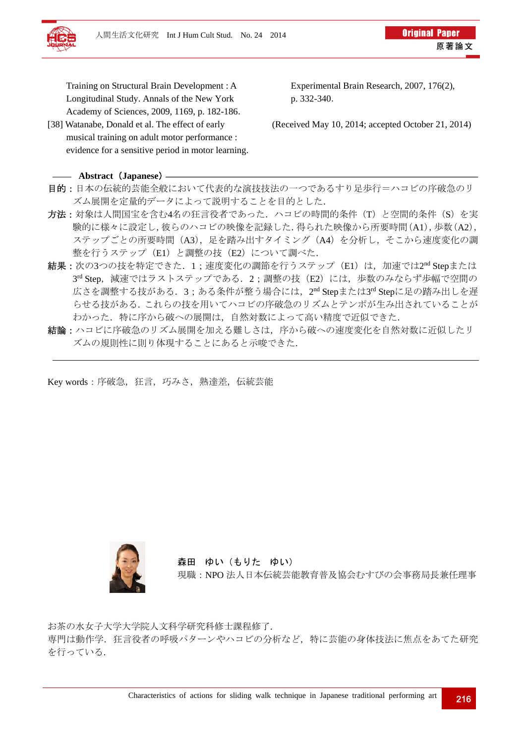Training on Structural Brain Development : A Longitudinal Study. Annals of the New York Academy of Sciences, 2009, 1169, p. 182-186.

[38] Watanabe, Donald et al. The effect of early musical training on adult motor performance : evidence for a sensitive period in motor learning. Experimental Brain Research, 2007, 176(2), p. 332-340.

(Received May 10, 2014; accepted October 21, 2014)

## Abstract（Japanese）

**目的：**日本の伝統的芸能全般において代表的な演技技法の一つであるすり足歩行＝ハコビの序破急のリズム展開を定量的データによって説明することを目的とした．

**方法：**対象は人間国宝を含む4名の狂言役者であった．ハコビの時間的条件（T）と空間的条件（S）を実験的に様々に設定し，彼らのハコビの映像を記録した．得られた映像から所要時間（A1），歩数（A2），ステップごとの所要時間（A3），足を踏み出すタイミング（A4）を分析し，そこから速度変化の調整を行うステップ（E1）と調整の技（E2）について調べた．

**結果：**次の3つの技を特定できた．1；速度変化の調節を行うステップ（E1）は，加速では2nd Stepまたは3rd Step，減速ではラストステップである．2；調整の技（E2）には，歩数のみならず歩幅で空間の広さを調整する技がある．3；ある条件が整う場合には，2nd Stepまたは3rd Stepに足の踏み出しを遅らせる技がある．これらの技を用いてハコビの序破急のリズムとテンポが生み出されていることがわかった．特に序から破への展開は，自然対数によって高い精度で近似できた．

**結論：**ハコビに序破急のリズム展開を加える難しさは，序から破への速度変化を自然対数に近似したリズムの規則性に則り体現することにあると示唆できた．

---

Key words：序破急，狂言，巧みさ，熟達差，伝統芸能

**森田　ゆい（もりた　ゆい）**
現職：NPO 法人日本伝統芸能教育普及協会むすびの会事務局長兼任理事

お茶の水女子大学大学院人文科学研究科修士課程修了．
専門は動作学．狂言役者の呼吸パターンやハコビの分析など，特に芸能の身体技法に焦点をあてた研究を行っている．